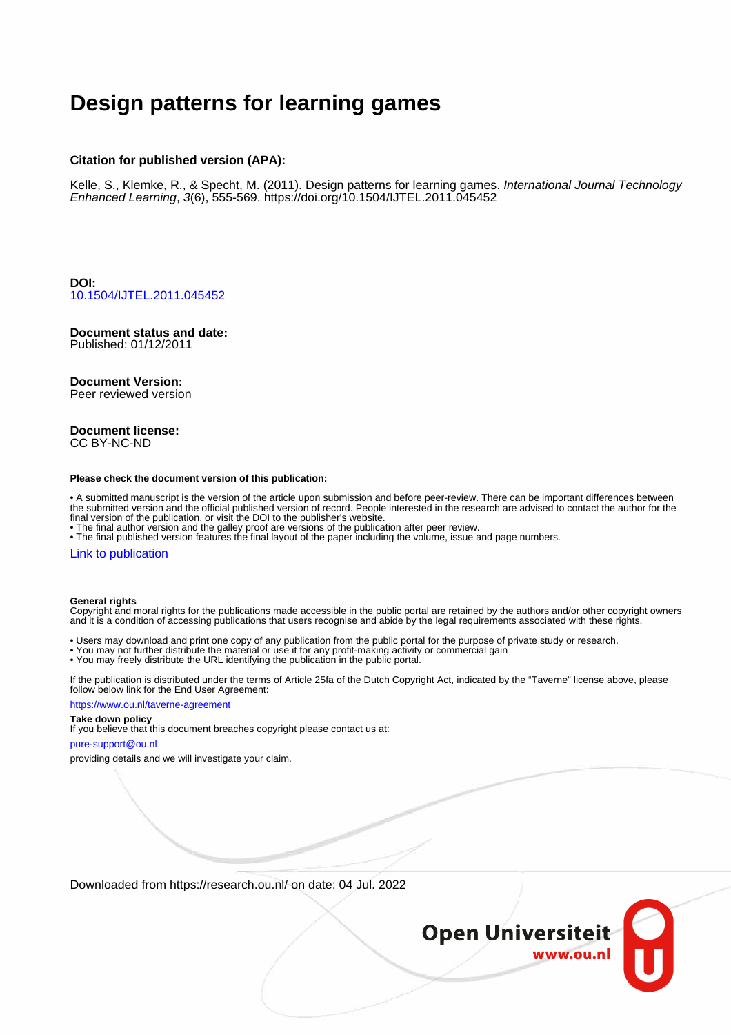# Design patterns for learning games

**Citation for published version (APA):**

Kelle, S., Klemke, R., & Specht, M. (2011). Design patterns for learning games. *International Journal Technology Enhanced Learning*, *3*(6), 555-569. https://doi.org/10.1504/IJTEL.2011.045452

**DOI:**
10.1504/IJTEL.2011.045452

**Document status and date:**
Published: 01/12/2011

**Document Version:**
Peer reviewed version

**Document license:**
CC BY-NC-ND

**Please check the document version of this publication:**

• A submitted manuscript is the version of the article upon submission and before peer-review. There can be important differences between the submitted version and the official published version of record. People interested in the research are advised to contact the author for the final version of the publication, or visit the DOI to the publisher's website.
• The final author version and the galley proof are versions of the publication after peer review.
• The final published version features the final layout of the paper including the volume, issue and page numbers.

Link to publication

**General rights**
Copyright and moral rights for the publications made accessible in the public portal are retained by the authors and/or other copyright owners and it is a condition of accessing publications that users recognise and abide by the legal requirements associated with these rights.

• Users may download and print one copy of any publication from the public portal for the purpose of private study or research.
• You may not further distribute the material or use it for any profit-making activity or commercial gain
• You may freely distribute the URL identifying the publication in the public portal.

If the publication is distributed under the terms of Article 25fa of the Dutch Copyright Act, indicated by the "Taverne" license above, please follow below link for the End User Agreement:

https://www.ou.nl/taverne-agreement

**Take down policy**
If you believe that this document breaches copyright please contact us at:

pure-support@ou.nl

providing details and we will investigate your claim.

Downloaded from https://research.ou.nl/ on date: 04 Jul. 2022

Open Universiteit
www.ou.nl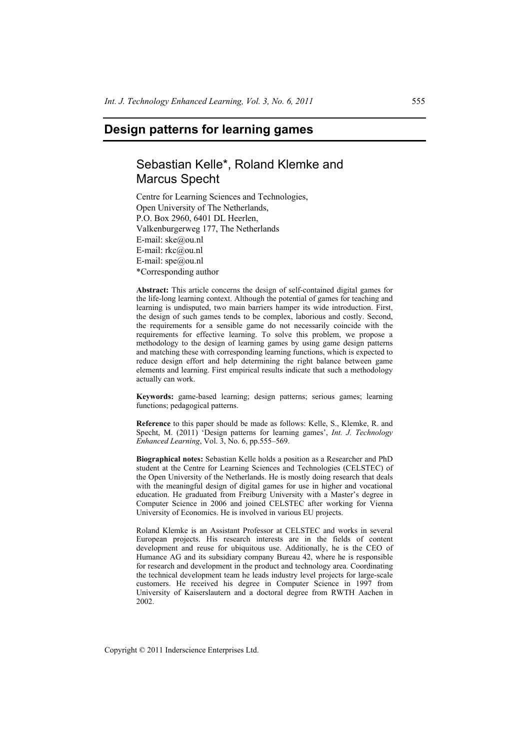# Design patterns for learning games

## Sebastian Kelle*, Roland Klemke and Marcus Specht

Centre for Learning Sciences and Technologies,
Open University of The Netherlands,
P.O. Box 2960, 6401 DL Heerlen,
Valkenburgerweg 177, The Netherlands
E-mail: ske@ou.nl
E-mail: rkc@ou.nl
E-mail: spe@ou.nl
*Corresponding author

**Abstract:** This article concerns the design of self-contained digital games for the life-long learning context. Although the potential of games for teaching and learning is undisputed, two main barriers hamper its wide introduction. First, the design of such games tends to be complex, laborious and costly. Second, the requirements for a sensible game do not necessarily coincide with the requirements for effective learning. To solve this problem, we propose a methodology to the design of learning games by using game design patterns and matching these with corresponding learning functions, which is expected to reduce design effort and help determining the right balance between game elements and learning. First empirical results indicate that such a methodology actually can work.

**Keywords:** game-based learning; design patterns; serious games; learning functions; pedagogical patterns.

**Reference** to this paper should be made as follows: Kelle, S., Klemke, R. and Specht, M. (2011) 'Design patterns for learning games', *Int. J. Technology Enhanced Learning*, Vol. 3, No. 6, pp.555–569.

**Biographical notes:** Sebastian Kelle holds a position as a Researcher and PhD student at the Centre for Learning Sciences and Technologies (CELSTEC) of the Open University of the Netherlands. He is mostly doing research that deals with the meaningful design of digital games for use in higher and vocational education. He graduated from Freiburg University with a Master's degree in Computer Science in 2006 and joined CELSTEC after working for Vienna University of Economics. He is involved in various EU projects.

Roland Klemke is an Assistant Professor at CELSTEC and works in several European projects. His research interests are in the fields of content development and reuse for ubiquitous use. Additionally, he is the CEO of Humance AG and its subsidiary company Bureau 42, where he is responsible for research and development in the product and technology area. Coordinating the technical development team he leads industry level projects for large-scale customers. He received his degree in Computer Science in 1997 from University of Kaiserslautern and a doctoral degree from RWTH Aachen in 2002.

Copyright © 2011 Inderscience Enterprises Ltd.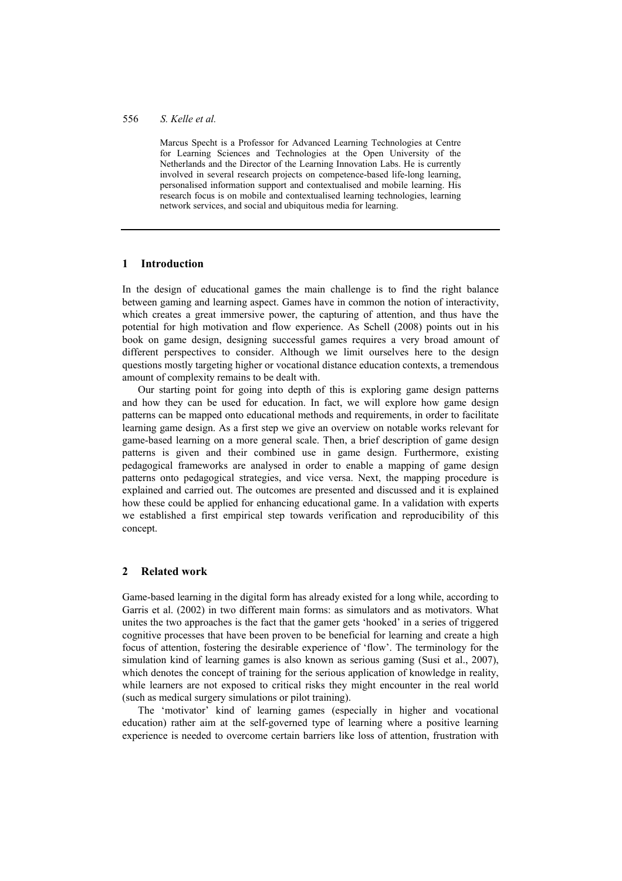Marcus Specht is a Professor for Advanced Learning Technologies at Centre for Learning Sciences and Technologies at the Open University of the Netherlands and the Director of the Learning Innovation Labs. He is currently involved in several research projects on competence-based life-long learning, personalised information support and contextualised and mobile learning. His research focus is on mobile and contextualised learning technologies, learning network services, and social and ubiquitous media for learning.

## 1 Introduction

In the design of educational games the main challenge is to find the right balance between gaming and learning aspect. Games have in common the notion of interactivity, which creates a great immersive power, the capturing of attention, and thus have the potential for high motivation and flow experience. As Schell (2008) points out in his book on game design, designing successful games requires a very broad amount of different perspectives to consider. Although we limit ourselves here to the design questions mostly targeting higher or vocational distance education contexts, a tremendous amount of complexity remains to be dealt with.

Our starting point for going into depth of this is exploring game design patterns and how they can be used for education. In fact, we will explore how game design patterns can be mapped onto educational methods and requirements, in order to facilitate learning game design. As a first step we give an overview on notable works relevant for game-based learning on a more general scale. Then, a brief description of game design patterns is given and their combined use in game design. Furthermore, existing pedagogical frameworks are analysed in order to enable a mapping of game design patterns onto pedagogical strategies, and vice versa. Next, the mapping procedure is explained and carried out. The outcomes are presented and discussed and it is explained how these could be applied for enhancing educational game. In a validation with experts we established a first empirical step towards verification and reproducibility of this concept.

## 2 Related work

Game-based learning in the digital form has already existed for a long while, according to Garris et al. (2002) in two different main forms: as simulators and as motivators. What unites the two approaches is the fact that the gamer gets 'hooked' in a series of triggered cognitive processes that have been proven to be beneficial for learning and create a high focus of attention, fostering the desirable experience of 'flow'. The terminology for the simulation kind of learning games is also known as serious gaming (Susi et al., 2007), which denotes the concept of training for the serious application of knowledge in reality, while learners are not exposed to critical risks they might encounter in the real world (such as medical surgery simulations or pilot training).

The 'motivator' kind of learning games (especially in higher and vocational education) rather aim at the self-governed type of learning where a positive learning experience is needed to overcome certain barriers like loss of attention, frustration with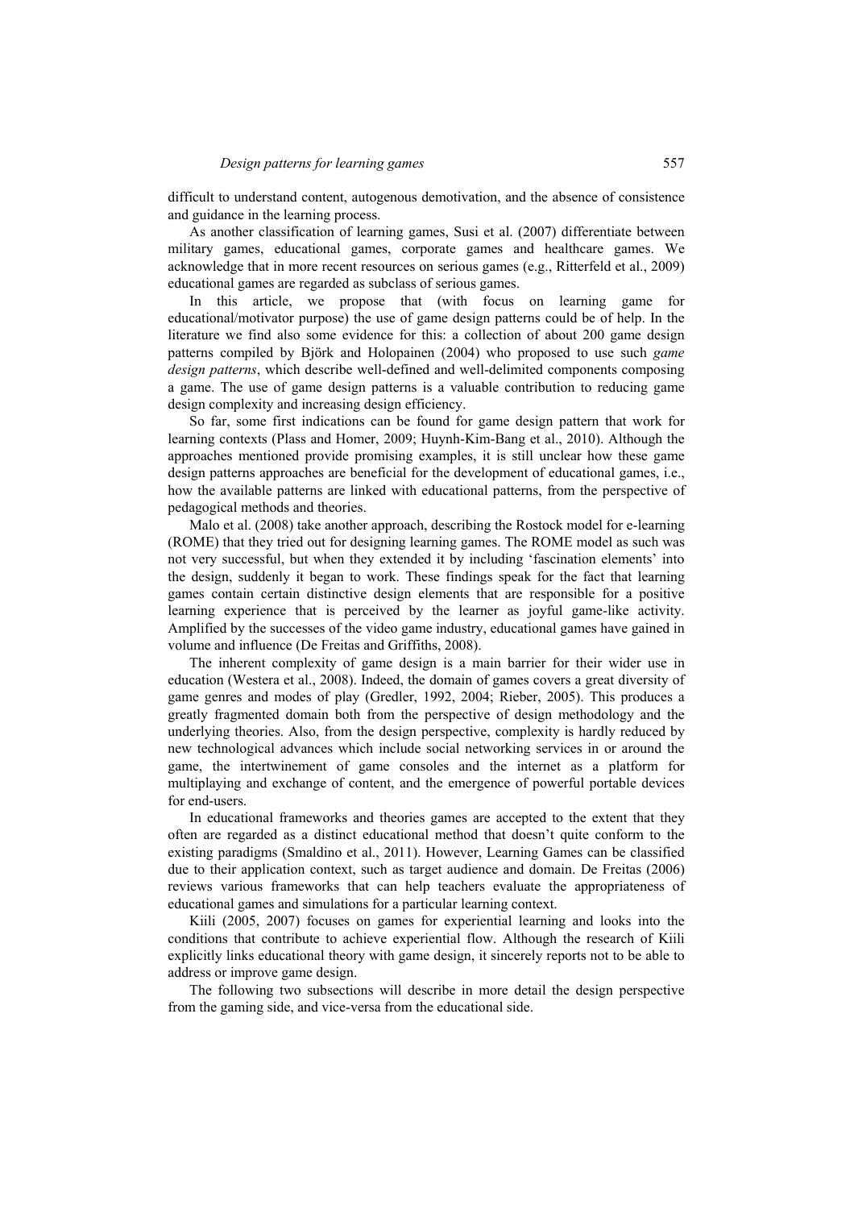difficult to understand content, autogenous demotivation, and the absence of consistence and guidance in the learning process.

As another classification of learning games, Susi et al. (2007) differentiate between military games, educational games, corporate games and healthcare games. We acknowledge that in more recent resources on serious games (e.g., Ritterfeld et al., 2009) educational games are regarded as subclass of serious games.

In this article, we propose that (with focus on learning game for educational/motivator purpose) the use of game design patterns could be of help. In the literature we find also some evidence for this: a collection of about 200 game design patterns compiled by Björk and Holopainen (2004) who proposed to use such *game design patterns*, which describe well-defined and well-delimited components composing a game. The use of game design patterns is a valuable contribution to reducing game design complexity and increasing design efficiency.

So far, some first indications can be found for game design pattern that work for learning contexts (Plass and Homer, 2009; Huynh-Kim-Bang et al., 2010). Although the approaches mentioned provide promising examples, it is still unclear how these game design patterns approaches are beneficial for the development of educational games, i.e., how the available patterns are linked with educational patterns, from the perspective of pedagogical methods and theories.

Malo et al. (2008) take another approach, describing the Rostock model for e-learning (ROME) that they tried out for designing learning games. The ROME model as such was not very successful, but when they extended it by including 'fascination elements' into the design, suddenly it began to work. These findings speak for the fact that learning games contain certain distinctive design elements that are responsible for a positive learning experience that is perceived by the learner as joyful game-like activity. Amplified by the successes of the video game industry, educational games have gained in volume and influence (De Freitas and Griffiths, 2008).

The inherent complexity of game design is a main barrier for their wider use in education (Westera et al., 2008). Indeed, the domain of games covers a great diversity of game genres and modes of play (Gredler, 1992, 2004; Rieber, 2005). This produces a greatly fragmented domain both from the perspective of design methodology and the underlying theories. Also, from the design perspective, complexity is hardly reduced by new technological advances which include social networking services in or around the game, the intertwinement of game consoles and the internet as a platform for multiplaying and exchange of content, and the emergence of powerful portable devices for end-users.

In educational frameworks and theories games are accepted to the extent that they often are regarded as a distinct educational method that doesn't quite conform to the existing paradigms (Smaldino et al., 2011). However, Learning Games can be classified due to their application context, such as target audience and domain. De Freitas (2006) reviews various frameworks that can help teachers evaluate the appropriateness of educational games and simulations for a particular learning context.

Kiili (2005, 2007) focuses on games for experiential learning and looks into the conditions that contribute to achieve experiential flow. Although the research of Kiili explicitly links educational theory with game design, it sincerely reports not to be able to address or improve game design.

The following two subsections will describe in more detail the design perspective from the gaming side, and vice-versa from the educational side.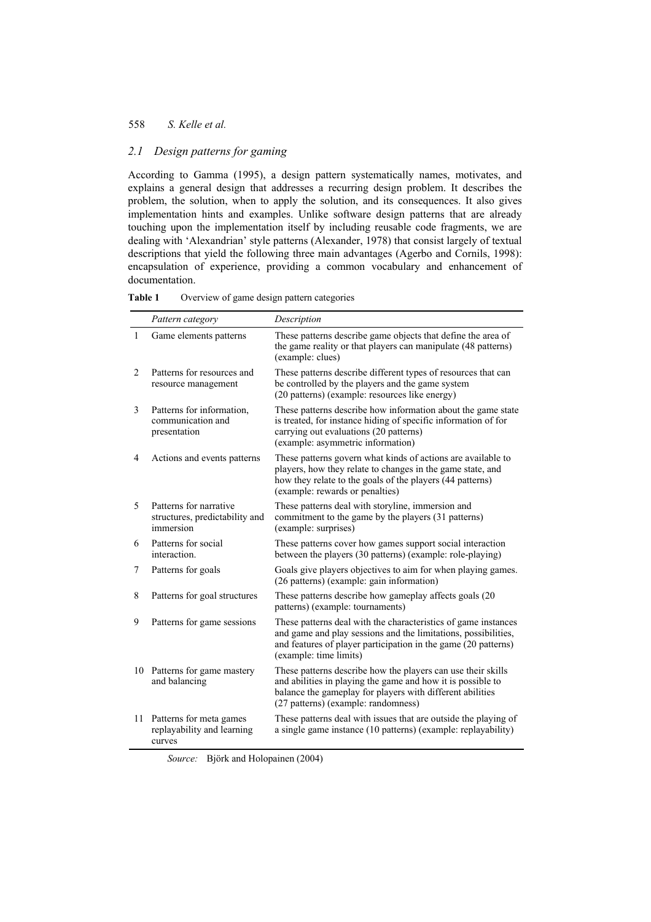### *2.1 Design patterns for gaming*

According to Gamma (1995), a design pattern systematically names, motivates, and explains a general design that addresses a recurring design problem. It describes the problem, the solution, when to apply the solution, and its consequences. It also gives implementation hints and examples. Unlike software design patterns that are already touching upon the implementation itself by including reusable code fragments, we are dealing with 'Alexandrian' style patterns (Alexander, 1978) that consist largely of textual descriptions that yield the following three main advantages (Agerbo and Cornils, 1998): encapsulation of experience, providing a common vocabulary and enhancement of documentation.

**Table 1** Overview of game design pattern categories

| | *Pattern category* | *Description* |
|---|---|---|
| 1 | Game elements patterns | These patterns describe game objects that define the area of the game reality or that players can manipulate (48 patterns) (example: clues) |
| 2 | Patterns for resources and resource management | These patterns describe different types of resources that can be controlled by the players and the game system (20 patterns) (example: resources like energy) |
| 3 | Patterns for information, communication and presentation | These patterns describe how information about the game state is treated, for instance hiding of specific information of for carrying out evaluations (20 patterns) (example: asymmetric information) |
| 4 | Actions and events patterns | These patterns govern what kinds of actions are available to players, how they relate to changes in the game state, and how they relate to the goals of the players (44 patterns) (example: rewards or penalties) |
| 5 | Patterns for narrative structures, predictability and immersion | These patterns deal with storyline, immersion and commitment to the game by the players (31 patterns) (example: surprises) |
| 6 | Patterns for social interaction. | These patterns cover how games support social interaction between the players (30 patterns) (example: role-playing) |
| 7 | Patterns for goals | Goals give players objectives to aim for when playing games. (26 patterns) (example: gain information) |
| 8 | Patterns for goal structures | These patterns describe how gameplay affects goals (20 patterns) (example: tournaments) |
| 9 | Patterns for game sessions | These patterns deal with the characteristics of game instances and game and play sessions and the limitations, possibilities, and features of player participation in the game (20 patterns) (example: time limits) |
| 10 | Patterns for game mastery and balancing | These patterns describe how the players can use their skills and abilities in playing the game and how it is possible to balance the gameplay for players with different abilities (27 patterns) (example: randomness) |
| 11 | Patterns for meta games replayability and learning curves | These patterns deal with issues that are outside the playing of a single game instance (10 patterns) (example: replayability) |

*Source:* Björk and Holopainen (2004)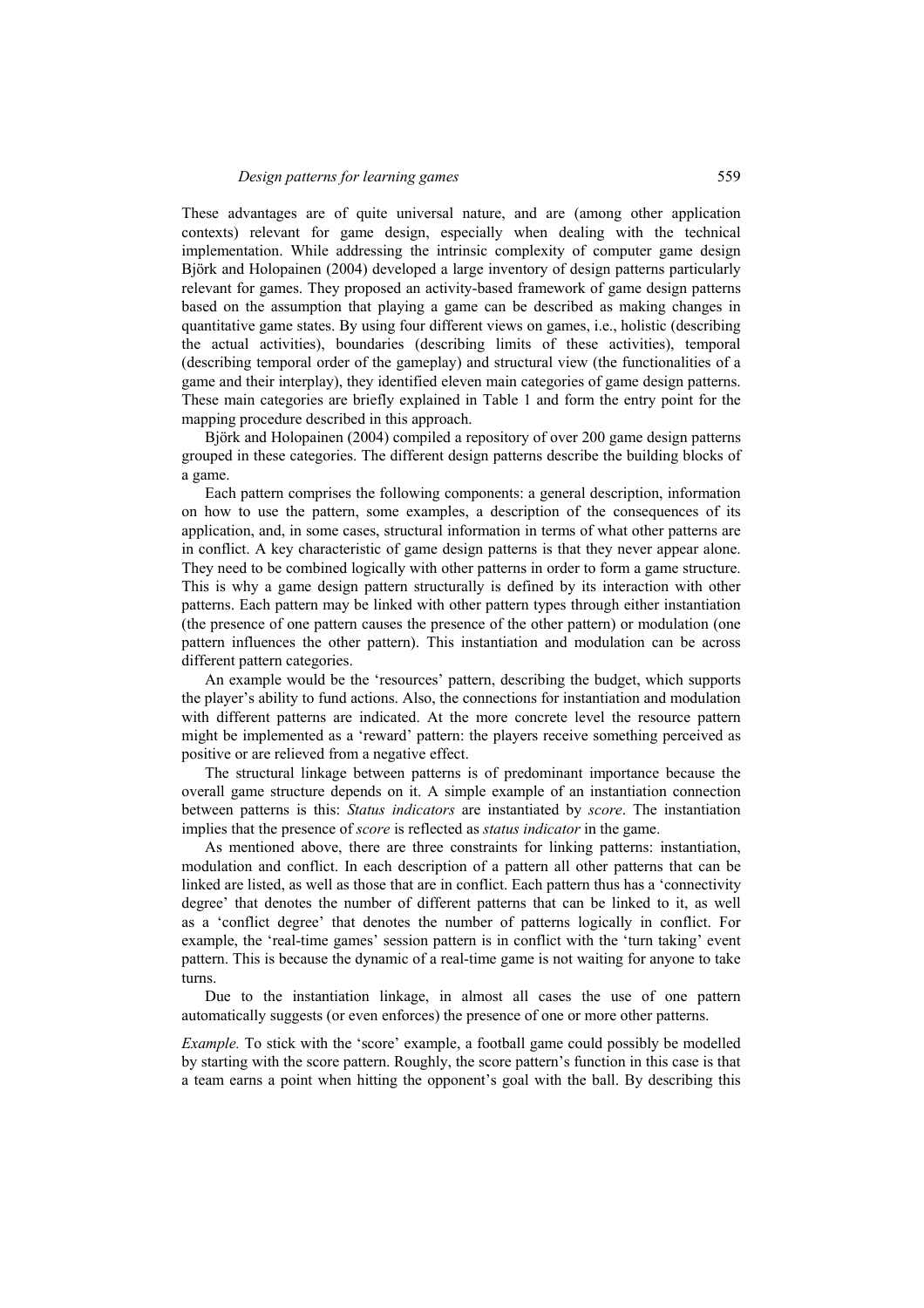These advantages are of quite universal nature, and are (among other application contexts) relevant for game design, especially when dealing with the technical implementation. While addressing the intrinsic complexity of computer game design Björk and Holopainen (2004) developed a large inventory of design patterns particularly relevant for games. They proposed an activity-based framework of game design patterns based on the assumption that playing a game can be described as making changes in quantitative game states. By using four different views on games, i.e., holistic (describing the actual activities), boundaries (describing limits of these activities), temporal (describing temporal order of the gameplay) and structural view (the functionalities of a game and their interplay), they identified eleven main categories of game design patterns. These main categories are briefly explained in Table 1 and form the entry point for the mapping procedure described in this approach.

Björk and Holopainen (2004) compiled a repository of over 200 game design patterns grouped in these categories. The different design patterns describe the building blocks of a game.

Each pattern comprises the following components: a general description, information on how to use the pattern, some examples, a description of the consequences of its application, and, in some cases, structural information in terms of what other patterns are in conflict. A key characteristic of game design patterns is that they never appear alone. They need to be combined logically with other patterns in order to form a game structure. This is why a game design pattern structurally is defined by its interaction with other patterns. Each pattern may be linked with other pattern types through either instantiation (the presence of one pattern causes the presence of the other pattern) or modulation (one pattern influences the other pattern). This instantiation and modulation can be across different pattern categories.

An example would be the 'resources' pattern, describing the budget, which supports the player's ability to fund actions. Also, the connections for instantiation and modulation with different patterns are indicated. At the more concrete level the resource pattern might be implemented as a 'reward' pattern: the players receive something perceived as positive or are relieved from a negative effect.

The structural linkage between patterns is of predominant importance because the overall game structure depends on it. A simple example of an instantiation connection between patterns is this: *Status indicators* are instantiated by *score*. The instantiation implies that the presence of *score* is reflected as *status indicator* in the game.

As mentioned above, there are three constraints for linking patterns: instantiation, modulation and conflict. In each description of a pattern all other patterns that can be linked are listed, as well as those that are in conflict. Each pattern thus has a 'connectivity degree' that denotes the number of different patterns that can be linked to it, as well as a 'conflict degree' that denotes the number of patterns logically in conflict. For example, the 'real-time games' session pattern is in conflict with the 'turn taking' event pattern. This is because the dynamic of a real-time game is not waiting for anyone to take turns.

Due to the instantiation linkage, in almost all cases the use of one pattern automatically suggests (or even enforces) the presence of one or more other patterns.

*Example.* To stick with the 'score' example, a football game could possibly be modelled by starting with the score pattern. Roughly, the score pattern's function in this case is that a team earns a point when hitting the opponent's goal with the ball. By describing this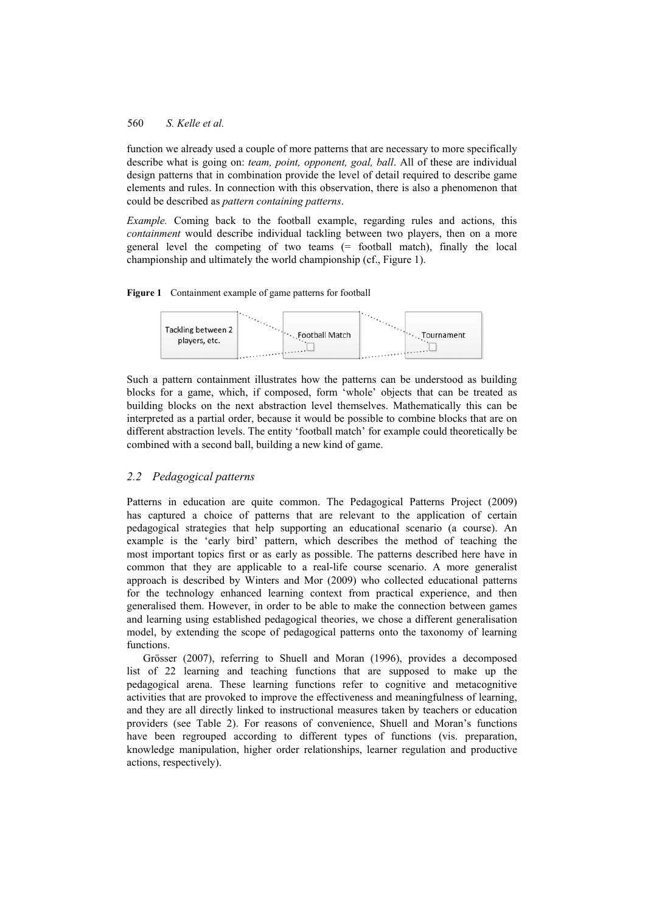function we already used a couple of more patterns that are necessary to more specifically describe what is going on: *team, point, opponent, goal, ball*. All of these are individual design patterns that in combination provide the level of detail required to describe game elements and rules. In connection with this observation, there is also a phenomenon that could be described as *pattern containing patterns*.

*Example.* Coming back to the football example, regarding rules and actions, this *containment* would describe individual tackling between two players, then on a more general level the competing of two teams (= football match), finally the local championship and ultimately the world championship (cf., Figure 1).

**Figure 1** Containment example of game patterns for football

Tackling between 2 players, etc.

Football Match

Tournament

Such a pattern containment illustrates how the patterns can be understood as building blocks for a game, which, if composed, form 'whole' objects that can be treated as building blocks on the next abstraction level themselves. Mathematically this can be interpreted as a partial order, because it would be possible to combine blocks that are on different abstraction levels. The entity 'football match' for example could theoretically be combined with a second ball, building a new kind of game.

## *2.2 Pedagogical patterns*

Patterns in education are quite common. The Pedagogical Patterns Project (2009) has captured a choice of patterns that are relevant to the application of certain pedagogical strategies that help supporting an educational scenario (a course). An example is the 'early bird' pattern, which describes the method of teaching the most important topics first or as early as possible. The patterns described here have in common that they are applicable to a real-life course scenario. A more generalist approach is described by Winters and Mor (2009) who collected educational patterns for the technology enhanced learning context from practical experience, and then generalised them. However, in order to be able to make the connection between games and learning using established pedagogical theories, we chose a different generalisation model, by extending the scope of pedagogical patterns onto the taxonomy of learning functions.

Grösser (2007), referring to Shuell and Moran (1996), provides a decomposed list of 22 learning and teaching functions that are supposed to make up the pedagogical arena. These learning functions refer to cognitive and metacognitive activities that are provoked to improve the effectiveness and meaningfulness of learning, and they are all directly linked to instructional measures taken by teachers or education providers (see Table 2). For reasons of convenience, Shuell and Moran's functions have been regrouped according to different types of functions (vis. preparation, knowledge manipulation, higher order relationships, learner regulation and productive actions, respectively).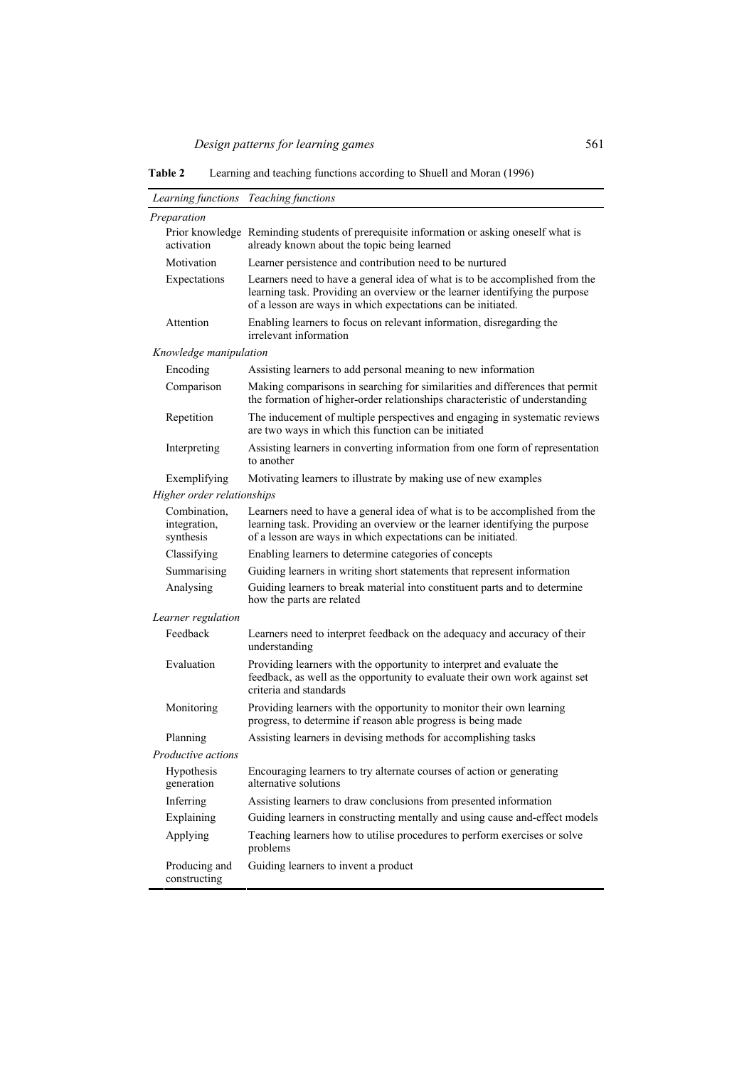**Table 2** Learning and teaching functions according to Shuell and Moran (1996)

| *Learning functions* | *Teaching functions* |
|---|---|
| *Preparation* | |
| Prior knowledge activation | Reminding students of prerequisite information or asking oneself what is already known about the topic being learned |
| Motivation | Learner persistence and contribution need to be nurtured |
| Expectations | Learners need to have a general idea of what is to be accomplished from the learning task. Providing an overview or the learner identifying the purpose of a lesson are ways in which expectations can be initiated. |
| Attention | Enabling learners to focus on relevant information, disregarding the irrelevant information |
| *Knowledge manipulation* | |
| Encoding | Assisting learners to add personal meaning to new information |
| Comparison | Making comparisons in searching for similarities and differences that permit the formation of higher-order relationships characteristic of understanding |
| Repetition | The inducement of multiple perspectives and engaging in systematic reviews are two ways in which this function can be initiated |
| Interpreting | Assisting learners in converting information from one form of representation to another |
| Exemplifying | Motivating learners to illustrate by making use of new examples |
| *Higher order relationships* | |
| Combination, integration, synthesis | Learners need to have a general idea of what is to be accomplished from the learning task. Providing an overview or the learner identifying the purpose of a lesson are ways in which expectations can be initiated. |
| Classifying | Enabling learners to determine categories of concepts |
| Summarising | Guiding learners in writing short statements that represent information |
| Analysing | Guiding learners to break material into constituent parts and to determine how the parts are related |
| *Learner regulation* | |
| Feedback | Learners need to interpret feedback on the adequacy and accuracy of their understanding |
| Evaluation | Providing learners with the opportunity to interpret and evaluate the feedback, as well as the opportunity to evaluate their own work against set criteria and standards |
| Monitoring | Providing learners with the opportunity to monitor their own learning progress, to determine if reason able progress is being made |
| Planning | Assisting learners in devising methods for accomplishing tasks |
| *Productive actions* | |
| Hypothesis generation | Encouraging learners to try alternate courses of action or generating alternative solutions |
| Inferring | Assisting learners to draw conclusions from presented information |
| Explaining | Guiding learners in constructing mentally and using cause and-effect models |
| Applying | Teaching learners how to utilise procedures to perform exercises or solve problems |
| Producing and constructing | Guiding learners to invent a product |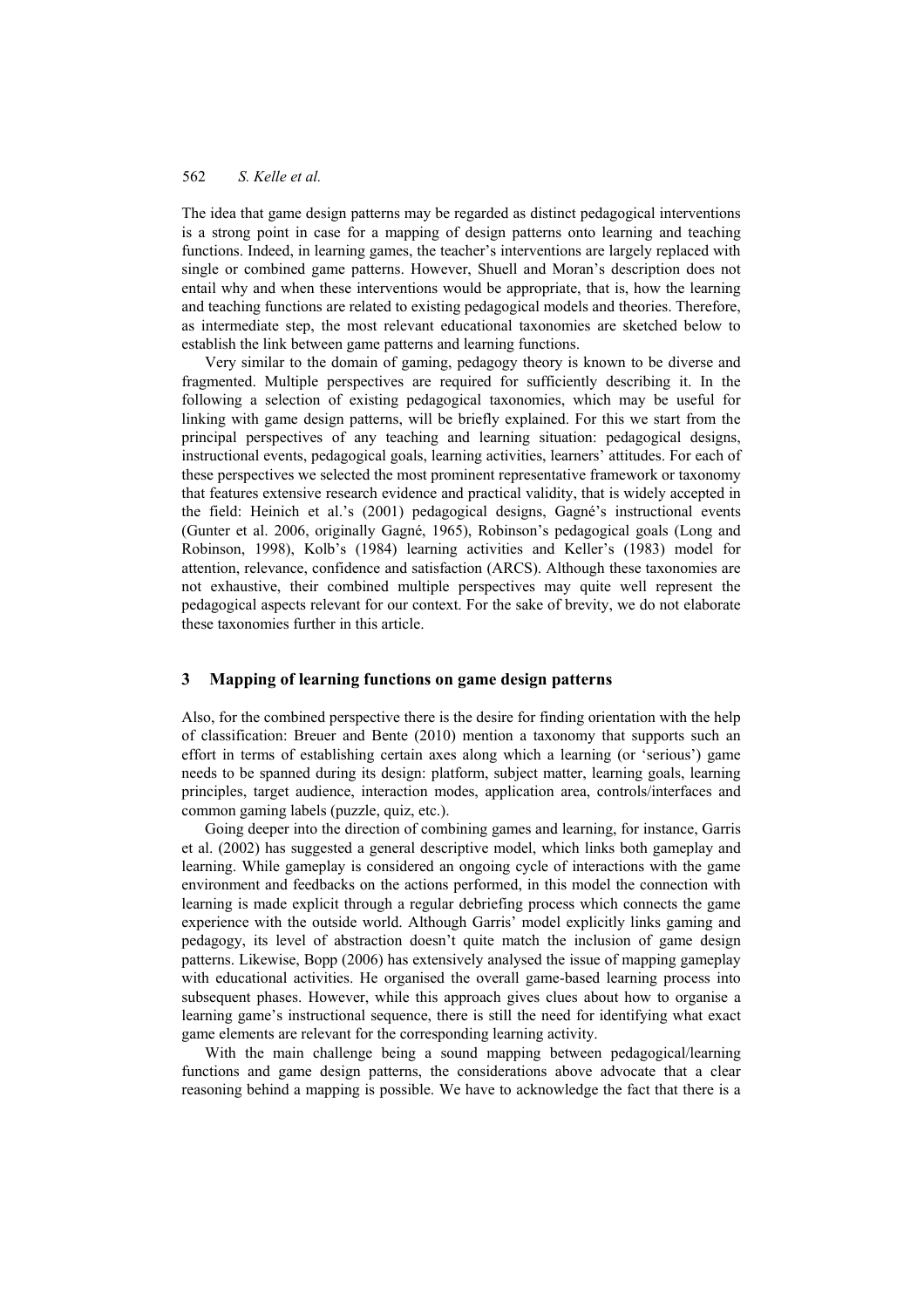The idea that game design patterns may be regarded as distinct pedagogical interventions is a strong point in case for a mapping of design patterns onto learning and teaching functions. Indeed, in learning games, the teacher's interventions are largely replaced with single or combined game patterns. However, Shuell and Moran's description does not entail why and when these interventions would be appropriate, that is, how the learning and teaching functions are related to existing pedagogical models and theories. Therefore, as intermediate step, the most relevant educational taxonomies are sketched below to establish the link between game patterns and learning functions.

Very similar to the domain of gaming, pedagogy theory is known to be diverse and fragmented. Multiple perspectives are required for sufficiently describing it. In the following a selection of existing pedagogical taxonomies, which may be useful for linking with game design patterns, will be briefly explained. For this we start from the principal perspectives of any teaching and learning situation: pedagogical designs, instructional events, pedagogical goals, learning activities, learners' attitudes. For each of these perspectives we selected the most prominent representative framework or taxonomy that features extensive research evidence and practical validity, that is widely accepted in the field: Heinich et al.'s (2001) pedagogical designs, Gagné's instructional events (Gunter et al. 2006, originally Gagné, 1965), Robinson's pedagogical goals (Long and Robinson, 1998), Kolb's (1984) learning activities and Keller's (1983) model for attention, relevance, confidence and satisfaction (ARCS). Although these taxonomies are not exhaustive, their combined multiple perspectives may quite well represent the pedagogical aspects relevant for our context. For the sake of brevity, we do not elaborate these taxonomies further in this article.

## 3 Mapping of learning functions on game design patterns

Also, for the combined perspective there is the desire for finding orientation with the help of classification: Breuer and Bente (2010) mention a taxonomy that supports such an effort in terms of establishing certain axes along which a learning (or 'serious') game needs to be spanned during its design: platform, subject matter, learning goals, learning principles, target audience, interaction modes, application area, controls/interfaces and common gaming labels (puzzle, quiz, etc.).

Going deeper into the direction of combining games and learning, for instance, Garris et al. (2002) has suggested a general descriptive model, which links both gameplay and learning. While gameplay is considered an ongoing cycle of interactions with the game environment and feedbacks on the actions performed, in this model the connection with learning is made explicit through a regular debriefing process which connects the game experience with the outside world. Although Garris' model explicitly links gaming and pedagogy, its level of abstraction doesn't quite match the inclusion of game design patterns. Likewise, Bopp (2006) has extensively analysed the issue of mapping gameplay with educational activities. He organised the overall game-based learning process into subsequent phases. However, while this approach gives clues about how to organise a learning game's instructional sequence, there is still the need for identifying what exact game elements are relevant for the corresponding learning activity.

With the main challenge being a sound mapping between pedagogical/learning functions and game design patterns, the considerations above advocate that a clear reasoning behind a mapping is possible. We have to acknowledge the fact that there is a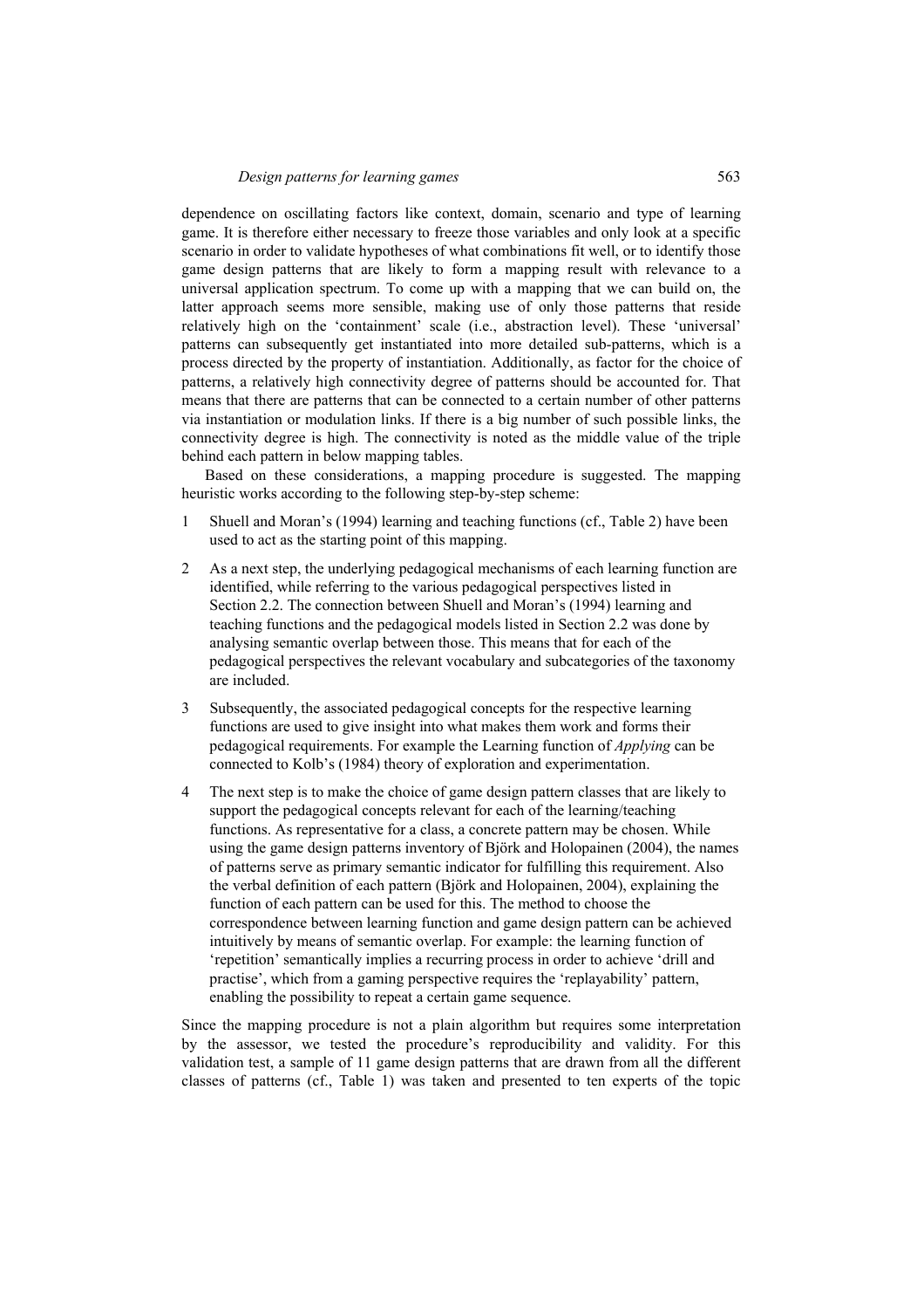dependence on oscillating factors like context, domain, scenario and type of learning game. It is therefore either necessary to freeze those variables and only look at a specific scenario in order to validate hypotheses of what combinations fit well, or to identify those game design patterns that are likely to form a mapping result with relevance to a universal application spectrum. To come up with a mapping that we can build on, the latter approach seems more sensible, making use of only those patterns that reside relatively high on the 'containment' scale (i.e., abstraction level). These 'universal' patterns can subsequently get instantiated into more detailed sub-patterns, which is a process directed by the property of instantiation. Additionally, as factor for the choice of patterns, a relatively high connectivity degree of patterns should be accounted for. That means that there are patterns that can be connected to a certain number of other patterns via instantiation or modulation links. If there is a big number of such possible links, the connectivity degree is high. The connectivity is noted as the middle value of the triple behind each pattern in below mapping tables.

Based on these considerations, a mapping procedure is suggested. The mapping heuristic works according to the following step-by-step scheme:

1. Shuell and Moran's (1994) learning and teaching functions (cf., Table 2) have been used to act as the starting point of this mapping.
2. As a next step, the underlying pedagogical mechanisms of each learning function are identified, while referring to the various pedagogical perspectives listed in Section 2.2. The connection between Shuell and Moran's (1994) learning and teaching functions and the pedagogical models listed in Section 2.2 was done by analysing semantic overlap between those. This means that for each of the pedagogical perspectives the relevant vocabulary and subcategories of the taxonomy are included.
3. Subsequently, the associated pedagogical concepts for the respective learning functions are used to give insight into what makes them work and forms their pedagogical requirements. For example the Learning function of *Applying* can be connected to Kolb's (1984) theory of exploration and experimentation.
4. The next step is to make the choice of game design pattern classes that are likely to support the pedagogical concepts relevant for each of the learning/teaching functions. As representative for a class, a concrete pattern may be chosen. While using the game design patterns inventory of Björk and Holopainen (2004), the names of patterns serve as primary semantic indicator for fulfilling this requirement. Also the verbal definition of each pattern (Björk and Holopainen, 2004), explaining the function of each pattern can be used for this. The method to choose the correspondence between learning function and game design pattern can be achieved intuitively by means of semantic overlap. For example: the learning function of 'repetition' semantically implies a recurring process in order to achieve 'drill and practise', which from a gaming perspective requires the 'replayability' pattern, enabling the possibility to repeat a certain game sequence.

Since the mapping procedure is not a plain algorithm but requires some interpretation by the assessor, we tested the procedure's reproducibility and validity. For this validation test, a sample of 11 game design patterns that are drawn from all the different classes of patterns (cf., Table 1) was taken and presented to ten experts of the topic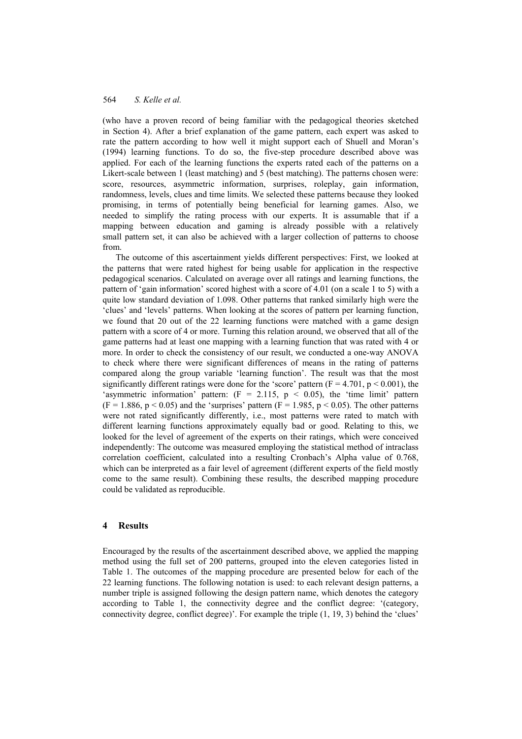(who have a proven record of being familiar with the pedagogical theories sketched in Section 4). After a brief explanation of the game pattern, each expert was asked to rate the pattern according to how well it might support each of Shuell and Moran's (1994) learning functions. To do so, the five-step procedure described above was applied. For each of the learning functions the experts rated each of the patterns on a Likert-scale between 1 (least matching) and 5 (best matching). The patterns chosen were: score, resources, asymmetric information, surprises, roleplay, gain information, randomness, levels, clues and time limits. We selected these patterns because they looked promising, in terms of potentially being beneficial for learning games. Also, we needed to simplify the rating process with our experts. It is assumable that if a mapping between education and gaming is already possible with a relatively small pattern set, it can also be achieved with a larger collection of patterns to choose from.

The outcome of this ascertainment yields different perspectives: First, we looked at the patterns that were rated highest for being usable for application in the respective pedagogical scenarios. Calculated on average over all ratings and learning functions, the pattern of 'gain information' scored highest with a score of 4.01 (on a scale 1 to 5) with a quite low standard deviation of 1.098. Other patterns that ranked similarly high were the 'clues' and 'levels' patterns. When looking at the scores of pattern per learning function, we found that 20 out of the 22 learning functions were matched with a game design pattern with a score of 4 or more. Turning this relation around, we observed that all of the game patterns had at least one mapping with a learning function that was rated with 4 or more. In order to check the consistency of our result, we conducted a one-way ANOVA to check where there were significant differences of means in the rating of patterns compared along the group variable 'learning function'. The result was that the most significantly different ratings were done for the 'score' pattern ($F = 4.701$, $p < 0.001$), the 'asymmetric information' pattern: ($F = 2.115$, $p < 0.05$), the 'time limit' pattern ($F = 1.886$, $p < 0.05$) and the 'surprises' pattern ($F = 1.985$, $p < 0.05$). The other patterns were not rated significantly differently, i.e., most patterns were rated to match with different learning functions approximately equally bad or good. Relating to this, we looked for the level of agreement of the experts on their ratings, which were conceived independently: The outcome was measured employing the statistical method of intraclass correlation coefficient, calculated into a resulting Cronbach's Alpha value of 0.768, which can be interpreted as a fair level of agreement (different experts of the field mostly come to the same result). Combining these results, the described mapping procedure could be validated as reproducible.

## 4 Results

Encouraged by the results of the ascertainment described above, we applied the mapping method using the full set of 200 patterns, grouped into the eleven categories listed in Table 1. The outcomes of the mapping procedure are presented below for each of the 22 learning functions. The following notation is used: to each relevant design patterns, a number triple is assigned following the design pattern name, which denotes the category according to Table 1, the connectivity degree and the conflict degree: '(category, connectivity degree, conflict degree)'. For example the triple (1, 19, 3) behind the 'clues'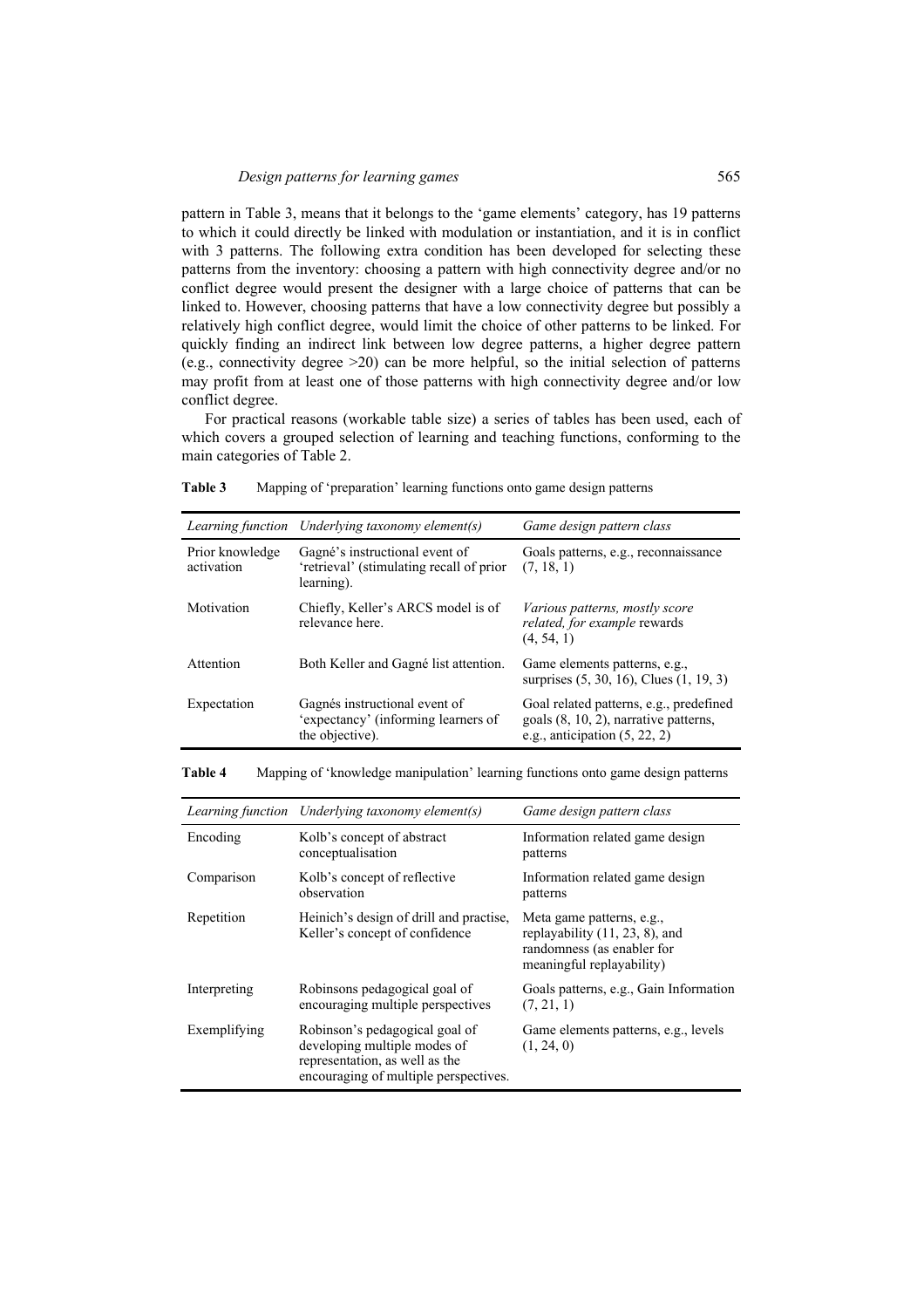pattern in Table 3, means that it belongs to the 'game elements' category, has 19 patterns to which it could directly be linked with modulation or instantiation, and it is in conflict with 3 patterns. The following extra condition has been developed for selecting these patterns from the inventory: choosing a pattern with high connectivity degree and/or no conflict degree would present the designer with a large choice of patterns that can be linked to. However, choosing patterns that have a low connectivity degree but possibly a relatively high conflict degree, would limit the choice of other patterns to be linked. For quickly finding an indirect link between low degree patterns, a higher degree pattern (e.g., connectivity degree >20) can be more helpful, so the initial selection of patterns may profit from at least one of those patterns with high connectivity degree and/or low conflict degree.

For practical reasons (workable table size) a series of tables has been used, each of which covers a grouped selection of learning and teaching functions, conforming to the main categories of Table 2.

**Table 3** Mapping of 'preparation' learning functions onto game design patterns

| *Learning function* | *Underlying taxonomy element(s)* | *Game design pattern class* |
|---|---|---|
| Prior knowledge activation | Gagné's instructional event of 'retrieval' (stimulating recall of prior learning). | Goals patterns, e.g., reconnaissance (7, 18, 1) |
| Motivation | Chiefly, Keller's ARCS model is of relevance here. | *Various patterns, mostly score related, for example* rewards (4, 54, 1) |
| Attention | Both Keller and Gagné list attention. | Game elements patterns, e.g., surprises (5, 30, 16), Clues (1, 19, 3) |
| Expectation | Gagnés instructional event of 'expectancy' (informing learners of the objective). | Goal related patterns, e.g., predefined goals (8, 10, 2), narrative patterns, e.g., anticipation (5, 22, 2) |

**Table 4** Mapping of 'knowledge manipulation' learning functions onto game design patterns

| *Learning function* | *Underlying taxonomy element(s)* | *Game design pattern class* |
|---|---|---|
| Encoding | Kolb's concept of abstract conceptualisation | Information related game design patterns |
| Comparison | Kolb's concept of reflective observation | Information related game design patterns |
| Repetition | Heinich's design of drill and practise, Keller's concept of confidence | Meta game patterns, e.g., replayability (11, 23, 8), and randomness (as enabler for meaningful replayability) |
| Interpreting | Robinsons pedagogical goal of encouraging multiple perspectives | Goals patterns, e.g., Gain Information (7, 21, 1) |
| Exemplifying | Robinson's pedagogical goal of developing multiple modes of representation, as well as the encouraging of multiple perspectives. | Game elements patterns, e.g., levels (1, 24, 0) |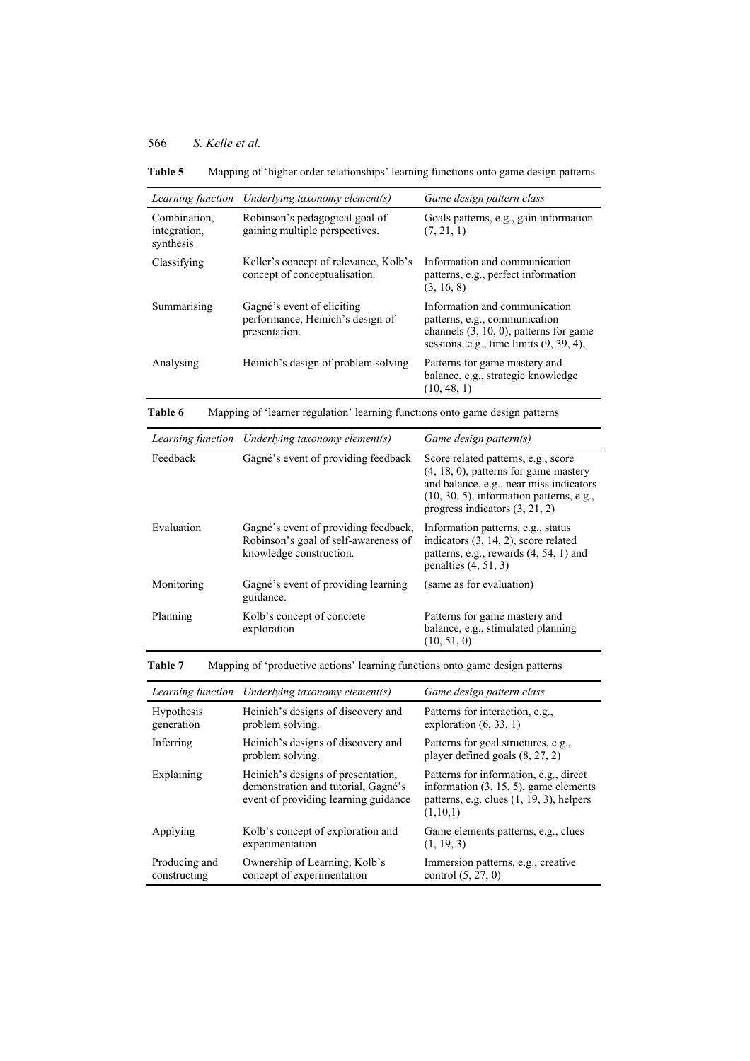**Table 5** Mapping of 'higher order relationships' learning functions onto game design patterns

| *Learning function* | *Underlying taxonomy element(s)* | *Game design pattern class* |
|---|---|---|
| Combination, integration, synthesis | Robinson's pedagogical goal of gaining multiple perspectives. | Goals patterns, e.g., gain information (7, 21, 1) |
| Classifying | Keller's concept of relevance, Kolb's concept of conceptualisation. | Information and communication patterns, e.g., perfect information (3, 16, 8) |
| Summarising | Gagné's event of eliciting performance, Heinich's design of presentation. | Information and communication patterns, e.g., communication channels (3, 10, 0), patterns for game sessions, e.g., time limits (9, 39, 4), |
| Analysing | Heinich's design of problem solving | Patterns for game mastery and balance, e.g., strategic knowledge (10, 48, 1) |

**Table 6** Mapping of 'learner regulation' learning functions onto game design patterns

| *Learning function* | *Underlying taxonomy element(s)* | *Game design pattern(s)* |
|---|---|---|
| Feedback | Gagné's event of providing feedback | Score related patterns, e.g., score (4, 18, 0), patterns for game mastery and balance, e.g., near miss indicators (10, 30, 5), information patterns, e.g., progress indicators (3, 21, 2) |
| Evaluation | Gagné's event of providing feedback, Robinson's goal of self-awareness of knowledge construction. | Information patterns, e.g., status indicators (3, 14, 2), score related patterns, e.g., rewards (4, 54, 1) and penalties (4, 51, 3) |
| Monitoring | Gagné's event of providing learning guidance. | (same as for evaluation) |
| Planning | Kolb's concept of concrete exploration | Patterns for game mastery and balance, e.g., stimulated planning (10, 51, 0) |

**Table 7** Mapping of 'productive actions' learning functions onto game design patterns

| *Learning function* | *Underlying taxonomy element(s)* | *Game design pattern class* |
|---|---|---|
| Hypothesis generation | Heinich's designs of discovery and problem solving. | Patterns for interaction, e.g., exploration (6, 33, 1) |
| Inferring | Heinich's designs of discovery and problem solving. | Patterns for goal structures, e.g., player defined goals (8, 27, 2) |
| Explaining | Heinich's designs of presentation, demonstration and tutorial, Gagné's event of providing learning guidance | Patterns for information, e.g., direct information (3, 15, 5), game elements patterns, e.g. clues (1, 19, 3), helpers (1,10,1) |
| Applying | Kolb's concept of exploration and experimentation | Game elements patterns, e.g., clues (1, 19, 3) |
| Producing and constructing | Ownership of Learning, Kolb's concept of experimentation | Immersion patterns, e.g., creative control (5, 27, 0) |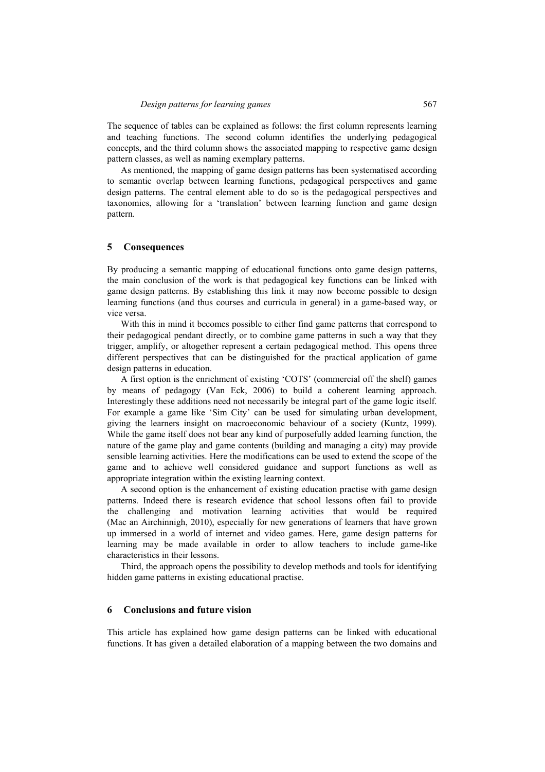The sequence of tables can be explained as follows: the first column represents learning and teaching functions. The second column identifies the underlying pedagogical concepts, and the third column shows the associated mapping to respective game design pattern classes, as well as naming exemplary patterns.

As mentioned, the mapping of game design patterns has been systematised according to semantic overlap between learning functions, pedagogical perspectives and game design patterns. The central element able to do so is the pedagogical perspectives and taxonomies, allowing for a 'translation' between learning function and game design pattern.

## 5 Consequences

By producing a semantic mapping of educational functions onto game design patterns, the main conclusion of the work is that pedagogical key functions can be linked with game design patterns. By establishing this link it may now become possible to design learning functions (and thus courses and curricula in general) in a game-based way, or vice versa.

With this in mind it becomes possible to either find game patterns that correspond to their pedagogical pendant directly, or to combine game patterns in such a way that they trigger, amplify, or altogether represent a certain pedagogical method. This opens three different perspectives that can be distinguished for the practical application of game design patterns in education.

A first option is the enrichment of existing 'COTS' (commercial off the shelf) games by means of pedagogy (Van Eck, 2006) to build a coherent learning approach. Interestingly these additions need not necessarily be integral part of the game logic itself. For example a game like 'Sim City' can be used for simulating urban development, giving the learners insight on macroeconomic behaviour of a society (Kuntz, 1999). While the game itself does not bear any kind of purposefully added learning function, the nature of the game play and game contents (building and managing a city) may provide sensible learning activities. Here the modifications can be used to extend the scope of the game and to achieve well considered guidance and support functions as well as appropriate integration within the existing learning context.

A second option is the enhancement of existing education practise with game design patterns. Indeed there is research evidence that school lessons often fail to provide the challenging and motivation learning activities that would be required (Mac an Airchinnigh, 2010), especially for new generations of learners that have grown up immersed in a world of internet and video games. Here, game design patterns for learning may be made available in order to allow teachers to include game-like characteristics in their lessons.

Third, the approach opens the possibility to develop methods and tools for identifying hidden game patterns in existing educational practise.

## 6 Conclusions and future vision

This article has explained how game design patterns can be linked with educational functions. It has given a detailed elaboration of a mapping between the two domains and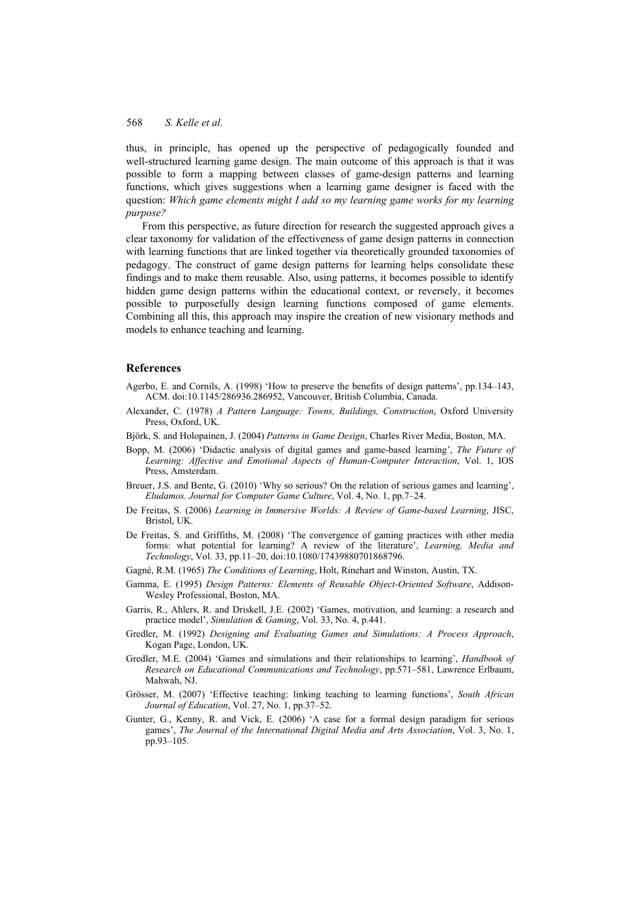thus, in principle, has opened up the perspective of pedagogically founded and well-structured learning game design. The main outcome of this approach is that it was possible to form a mapping between classes of game-design patterns and learning functions, which gives suggestions when a learning game designer is faced with the question: *Which game elements might I add so my learning game works for my learning purpose?*

From this perspective, as future direction for research the suggested approach gives a clear taxonomy for validation of the effectiveness of game design patterns in connection with learning functions that are linked together via theoretically grounded taxonomies of pedagogy. The construct of game design patterns for learning helps consolidate these findings and to make them reusable. Also, using patterns, it becomes possible to identify hidden game design patterns within the educational context, or reversely, it becomes possible to purposefully design learning functions composed of game elements. Combining all this, this approach may inspire the creation of new visionary methods and models to enhance teaching and learning.

## References

Agerbo, E. and Cornils, A. (1998) 'How to preserve the benefits of design patterns', pp.134–143, ACM. doi:10.1145/286936.286952, Vancouver, British Columbia, Canada.

Alexander, C. (1978) *A Pattern Language: Towns, Buildings, Construction*, Oxford University Press, Oxford, UK.

Björk, S. and Holopainen, J. (2004) *Patterns in Game Design*, Charles River Media, Boston, MA.

Bopp, M. (2006) 'Didactic analysis of digital games and game-based learning', *The Future of Learning: Affective and Emotional Aspects of Human-Computer Interaction*, Vol. 1, IOS Press, Amsterdam.

Breuer, J.S. and Bente, G. (2010) 'Why so serious? On the relation of serious games and learning', *Eludamos. Journal for Computer Game Culture*, Vol. 4, No. 1, pp.7–24.

De Freitas, S. (2006) *Learning in Immersive Worlds: A Review of Game-based Learning*, JISC, Bristol, UK.

De Freitas, S. and Griffiths, M. (2008) 'The convergence of gaming practices with other media forms: what potential for learning? A review of the literature', *Learning, Media and Technology*, Vol. 33, pp.11–20, doi:10.1080/17439880701868796.

Gagné, R.M. (1965) *The Conditions of Learning*, Holt, Rinehart and Winston, Austin, TX.

Gamma, E. (1995) *Design Patterns: Elements of Reusable Object-Oriented Software*, Addison-Wesley Professional, Boston, MA.

Garris, R., Ahlers, R. and Driskell, J.E. (2002) 'Games, motivation, and learning: a research and practice model', *Simulation & Gaming*, Vol. 33, No. 4, p.441.

Gredler, M. (1992) *Designing and Evaluating Games and Simulations: A Process Approach*, Kogan Page, London, UK.

Gredler, M.E. (2004) 'Games and simulations and their relationships to learning', *Handbook of Research on Educational Communications and Technology*, pp.571–581, Lawrence Erlbaum, Mahwah, NJ.

Grösser, M. (2007) 'Effective teaching: linking teaching to learning functions', *South African Journal of Education*, Vol. 27, No. 1, pp.37–52.

Gunter, G., Kenny, R. and Vick, E. (2006) 'A case for a formal design paradigm for serious games', *The Journal of the International Digital Media and Arts Association*, Vol. 3, No. 1, pp.93–105.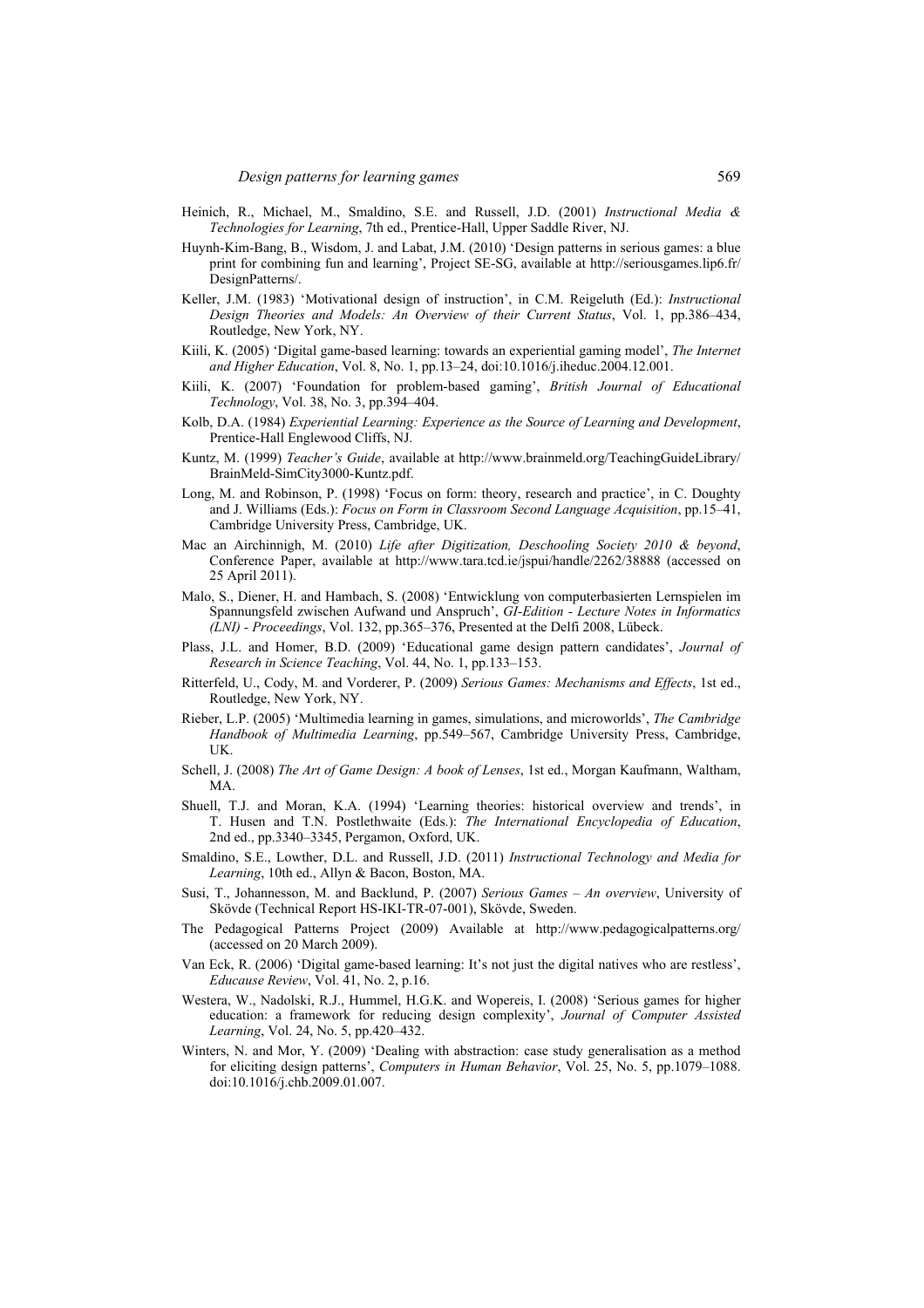Heinich, R., Michael, M., Smaldino, S.E. and Russell, J.D. (2001) *Instructional Media & Technologies for Learning*, 7th ed., Prentice-Hall, Upper Saddle River, NJ.

Huynh-Kim-Bang, B., Wisdom, J. and Labat, J.M. (2010) 'Design patterns in serious games: a blue print for combining fun and learning', Project SE-SG, available at http://seriousgames.lip6.fr/DesignPatterns/.

Keller, J.M. (1983) 'Motivational design of instruction', in C.M. Reigeluth (Ed.): *Instructional Design Theories and Models: An Overview of their Current Status*, Vol. 1, pp.386–434, Routledge, New York, NY.

Kiili, K. (2005) 'Digital game-based learning: towards an experiential gaming model', *The Internet and Higher Education*, Vol. 8, No. 1, pp.13–24, doi:10.1016/j.iheduc.2004.12.001.

Kiili, K. (2007) 'Foundation for problem-based gaming', *British Journal of Educational Technology*, Vol. 38, No. 3, pp.394–404.

Kolb, D.A. (1984) *Experiential Learning: Experience as the Source of Learning and Development*, Prentice-Hall Englewood Cliffs, NJ.

Kuntz, M. (1999) *Teacher's Guide*, available at http://www.brainmeld.org/TeachingGuideLibrary/BrainMeld-SimCity3000-Kuntz.pdf.

Long, M. and Robinson, P. (1998) 'Focus on form: theory, research and practice', in C. Doughty and J. Williams (Eds.): *Focus on Form in Classroom Second Language Acquisition*, pp.15–41, Cambridge University Press, Cambridge, UK.

Mac an Airchinnigh, M. (2010) *Life after Digitization, Deschooling Society 2010 & beyond*, Conference Paper, available at http://www.tara.tcd.ie/jspui/handle/2262/38888 (accessed on 25 April 2011).

Malo, S., Diener, H. and Hambach, S. (2008) 'Entwicklung von computerbasierten Lernspielen im Spannungsfeld zwischen Aufwand und Anspruch', *GI-Edition - Lecture Notes in Informatics (LNI) - Proceedings*, Vol. 132, pp.365–376, Presented at the Delfi 2008, Lübeck.

Plass, J.L. and Homer, B.D. (2009) 'Educational game design pattern candidates', *Journal of Research in Science Teaching*, Vol. 44, No. 1, pp.133–153.

Ritterfeld, U., Cody, M. and Vorderer, P. (2009) *Serious Games: Mechanisms and Effects*, 1st ed., Routledge, New York, NY.

Rieber, L.P. (2005) 'Multimedia learning in games, simulations, and microworlds', *The Cambridge Handbook of Multimedia Learning*, pp.549–567, Cambridge University Press, Cambridge, UK.

Schell, J. (2008) *The Art of Game Design: A book of Lenses*, 1st ed., Morgan Kaufmann, Waltham, MA.

Shuell, T.J. and Moran, K.A. (1994) 'Learning theories: historical overview and trends', in T. Husen and T.N. Postlethwaite (Eds.): *The International Encyclopedia of Education*, 2nd ed., pp.3340–3345, Pergamon, Oxford, UK.

Smaldino, S.E., Lowther, D.L. and Russell, J.D. (2011) *Instructional Technology and Media for Learning*, 10th ed., Allyn & Bacon, Boston, MA.

Susi, T., Johannesson, M. and Backlund, P. (2007) *Serious Games – An overview*, University of Skövde (Technical Report HS-IKI-TR-07-001), Skövde, Sweden.

The Pedagogical Patterns Project (2009) Available at http://www.pedagogicalpatterns.org/ (accessed on 20 March 2009).

Van Eck, R. (2006) 'Digital game-based learning: It's not just the digital natives who are restless', *Educause Review*, Vol. 41, No. 2, p.16.

Westera, W., Nadolski, R.J., Hummel, H.G.K. and Wopereis, I. (2008) 'Serious games for higher education: a framework for reducing design complexity', *Journal of Computer Assisted Learning*, Vol. 24, No. 5, pp.420–432.

Winters, N. and Mor, Y. (2009) 'Dealing with abstraction: case study generalisation as a method for eliciting design patterns', *Computers in Human Behavior*, Vol. 25, No. 5, pp.1079–1088. doi:10.1016/j.chb.2009.01.007.